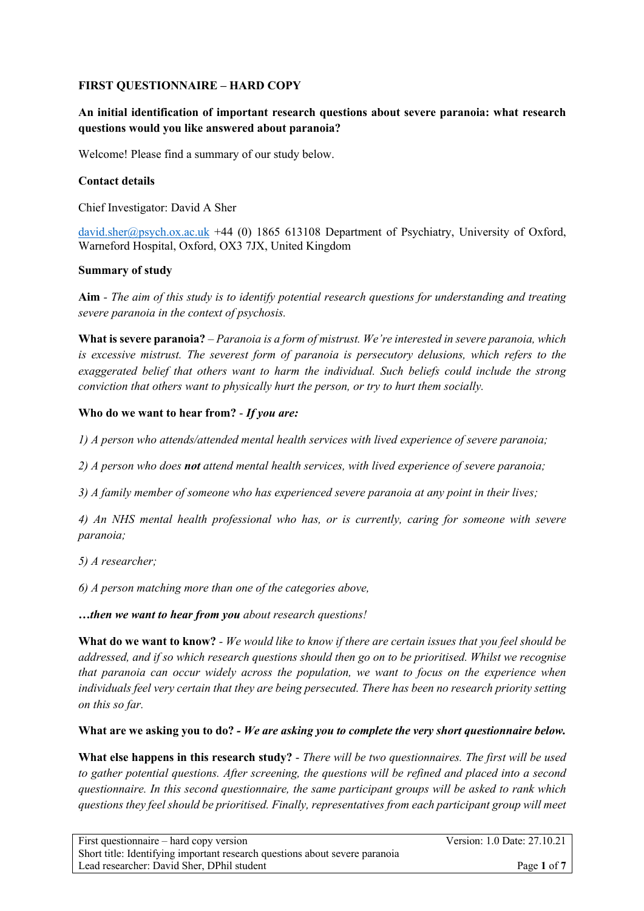**FIRST QUESTIONNAIRE – HARD COPY**

**An initial identification of important research questions about severe paranoia: what research questions would you like answered about paranoia?**

Welcome! Please find a summary of our study below.

**Contact details**

Chief Investigator: David A Sher

david.sher@psych.ox.ac.uk +44 (0) 1865 613108 Department of Psychiatry, University of Oxford, Warneford Hospital, Oxford, OX3 7JX, United Kingdom

**Summary of study**

**Aim** - *The aim of this study is to identify potential research questions for understanding and treating severe paranoia in the context of psychosis.*

**What is severe paranoia?** – *Paranoia is a form of mistrust. We're interested in severe paranoia, which is excessive mistrust. The severest form of paranoia is persecutory delusions, which refers to the exaggerated belief that others want to harm the individual. Such beliefs could include the strong conviction that others want to physically hurt the person, or try to hurt them socially.*

**Who do we want to hear from?** - ***If you are:***

*1) A person who attends/attended mental health services with lived experience of severe paranoia;*

*2) A person who does **not** attend mental health services, with lived experience of severe paranoia;*

*3) A family member of someone who has experienced severe paranoia at any point in their lives;*

*4) An NHS mental health professional who has, or is currently, caring for someone with severe paranoia;*

*5) A researcher;*

*6) A person matching more than one of the categories above,*

***…then we want to hear from you** about research questions!*

**What do we want to know?** - *We would like to know if there are certain issues that you feel should be addressed, and if so which research questions should then go on to be prioritised. Whilst we recognise that paranoia can occur widely across the population, we want to focus on the experience when individuals feel very certain that they are being persecuted. There has been no research priority setting on this so far.*

**What are we asking you to do? - *We are asking you to complete the very short questionnaire below.***

**What else happens in this research study?** - *There will be two questionnaires. The first will be used to gather potential questions. After screening, the questions will be refined and placed into a second questionnaire. In this second questionnaire, the same participant groups will be asked to rank which questions they feel should be prioritised. Finally, representatives from each participant group will meet*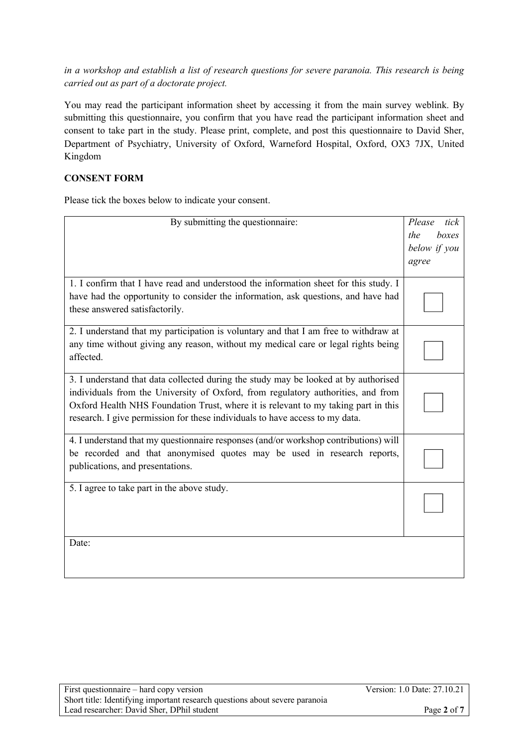*in a workshop and establish a list of research questions for severe paranoia. This research is being carried out as part of a doctorate project.*

You may read the participant information sheet by accessing it from the main survey weblink. By submitting this questionnaire, you confirm that you have read the participant information sheet and consent to take part in the study. Please print, complete, and post this questionnaire to David Sher, Department of Psychiatry, University of Oxford, Warneford Hospital, Oxford, OX3 7JX, United Kingdom

**CONSENT FORM**

Please tick the boxes below to indicate your consent.

| By submitting the questionnaire: | *Please tick the boxes below if you agree* |
|---|---|
| 1. I confirm that I have read and understood the information sheet for this study. I have had the opportunity to consider the information, ask questions, and have had these answered satisfactorily. | ☐ |
| 2. I understand that my participation is voluntary and that I am free to withdraw at any time without giving any reason, without my medical care or legal rights being affected. | ☐ |
| 3. I understand that data collected during the study may be looked at by authorised individuals from the University of Oxford, from regulatory authorities, and from Oxford Health NHS Foundation Trust, where it is relevant to my taking part in this research. I give permission for these individuals to have access to my data. | ☐ |
| 4. I understand that my questionnaire responses (and/or workshop contributions) will be recorded and that anonymised quotes may be used in research reports, publications, and presentations. | ☐ |
| 5. I agree to take part in the above study. | ☐ |
| Date: | |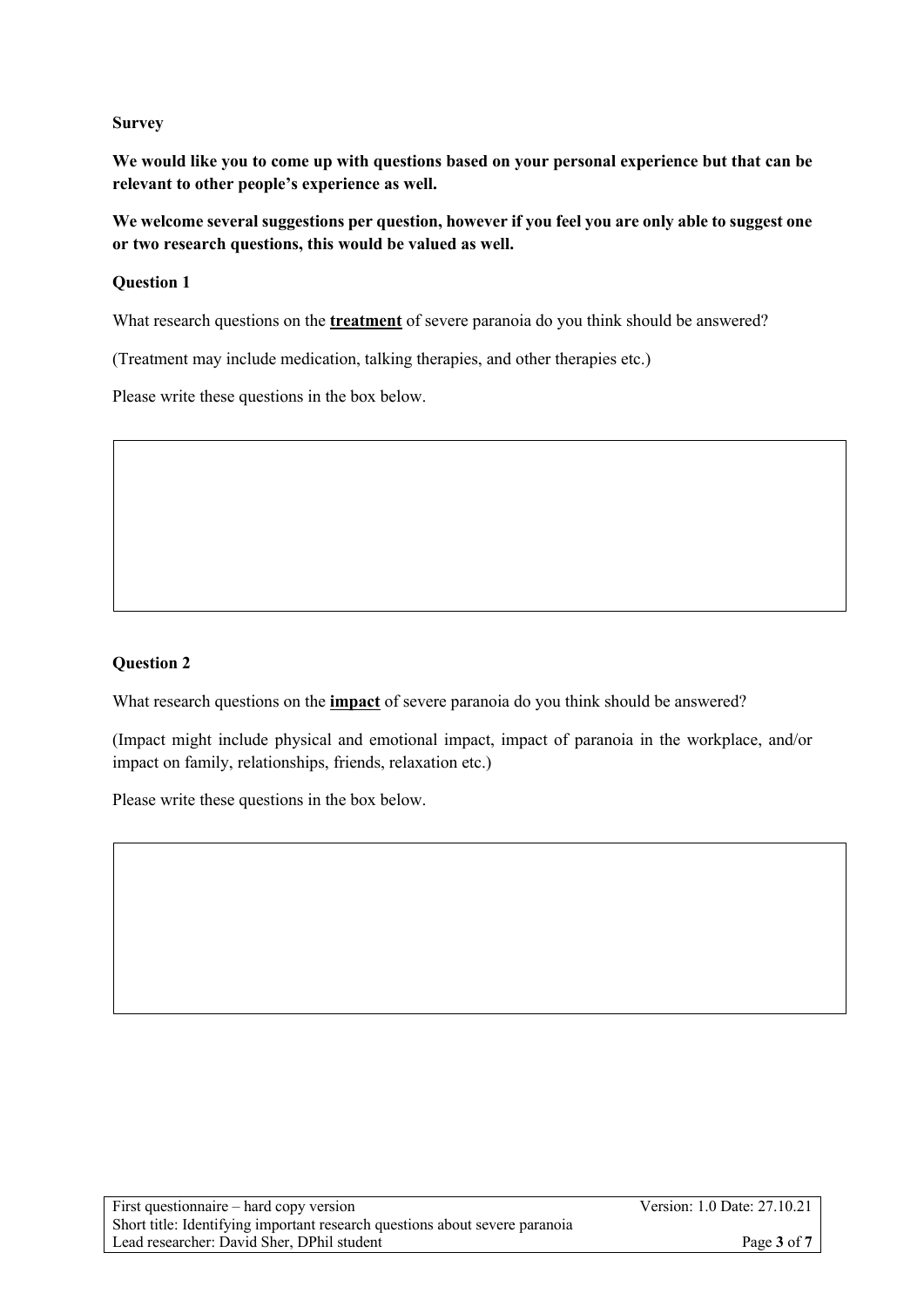**Survey**

**We would like you to come up with questions based on your personal experience but that can be relevant to other people's experience as well.**

**We welcome several suggestions per question, however if you feel you are only able to suggest one or two research questions, this would be valued as well.**

**Question 1**

What research questions on the **treatment** of severe paranoia do you think should be answered?

(Treatment may include medication, talking therapies, and other therapies etc.)

Please write these questions in the box below.

**Question 2**

What research questions on the **impact** of severe paranoia do you think should be answered?

(Impact might include physical and emotional impact, impact of paranoia in the workplace, and/or impact on family, relationships, friends, relaxation etc.)

Please write these questions in the box below.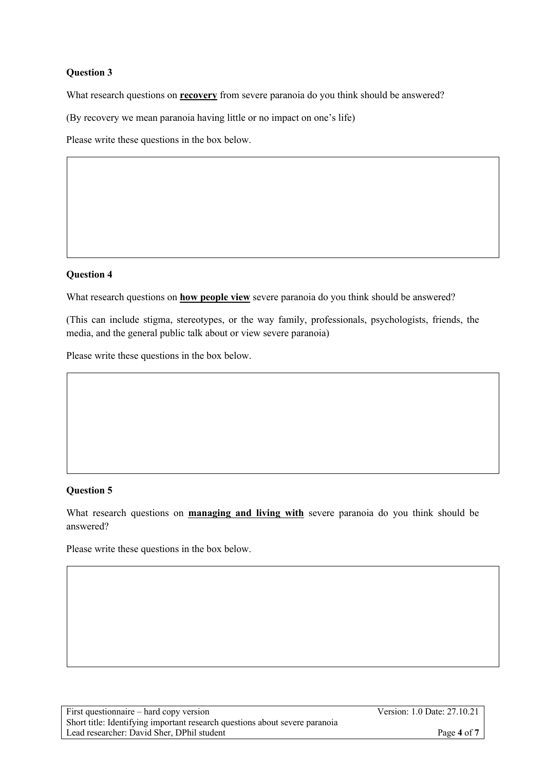**Question 3**

What research questions on **recovery** from severe paranoia do you think should be answered?

(By recovery we mean paranoia having little or no impact on one's life)

Please write these questions in the box below.

**Question 4**

What research questions on **how people view** severe paranoia do you think should be answered?

(This can include stigma, stereotypes, or the way family, professionals, psychologists, friends, the media, and the general public talk about or view severe paranoia)

Please write these questions in the box below.

**Question 5**

What research questions on **managing and living with** severe paranoia do you think should be answered?

Please write these questions in the box below.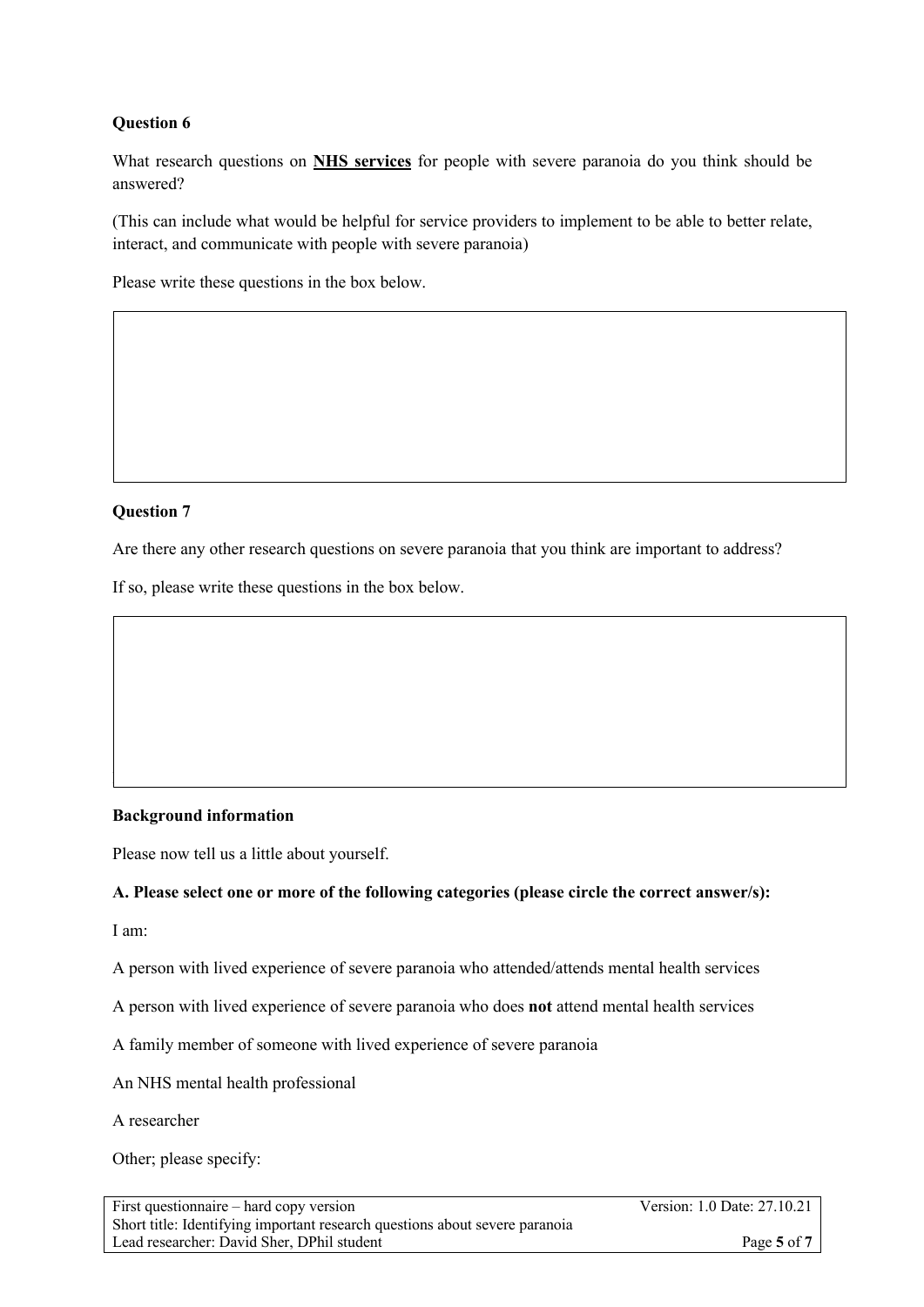**Question 6**

What research questions on **NHS services** for people with severe paranoia do you think should be answered?

(This can include what would be helpful for service providers to implement to be able to better relate, interact, and communicate with people with severe paranoia)

Please write these questions in the box below.

**Question 7**

Are there any other research questions on severe paranoia that you think are important to address?

If so, please write these questions in the box below.

**Background information**

Please now tell us a little about yourself.

**A. Please select one or more of the following categories (please circle the correct answer/s):**

I am:

A person with lived experience of severe paranoia who attended/attends mental health services

A person with lived experience of severe paranoia who does **not** attend mental health services

A family member of someone with lived experience of severe paranoia

An NHS mental health professional

A researcher

Other; please specify: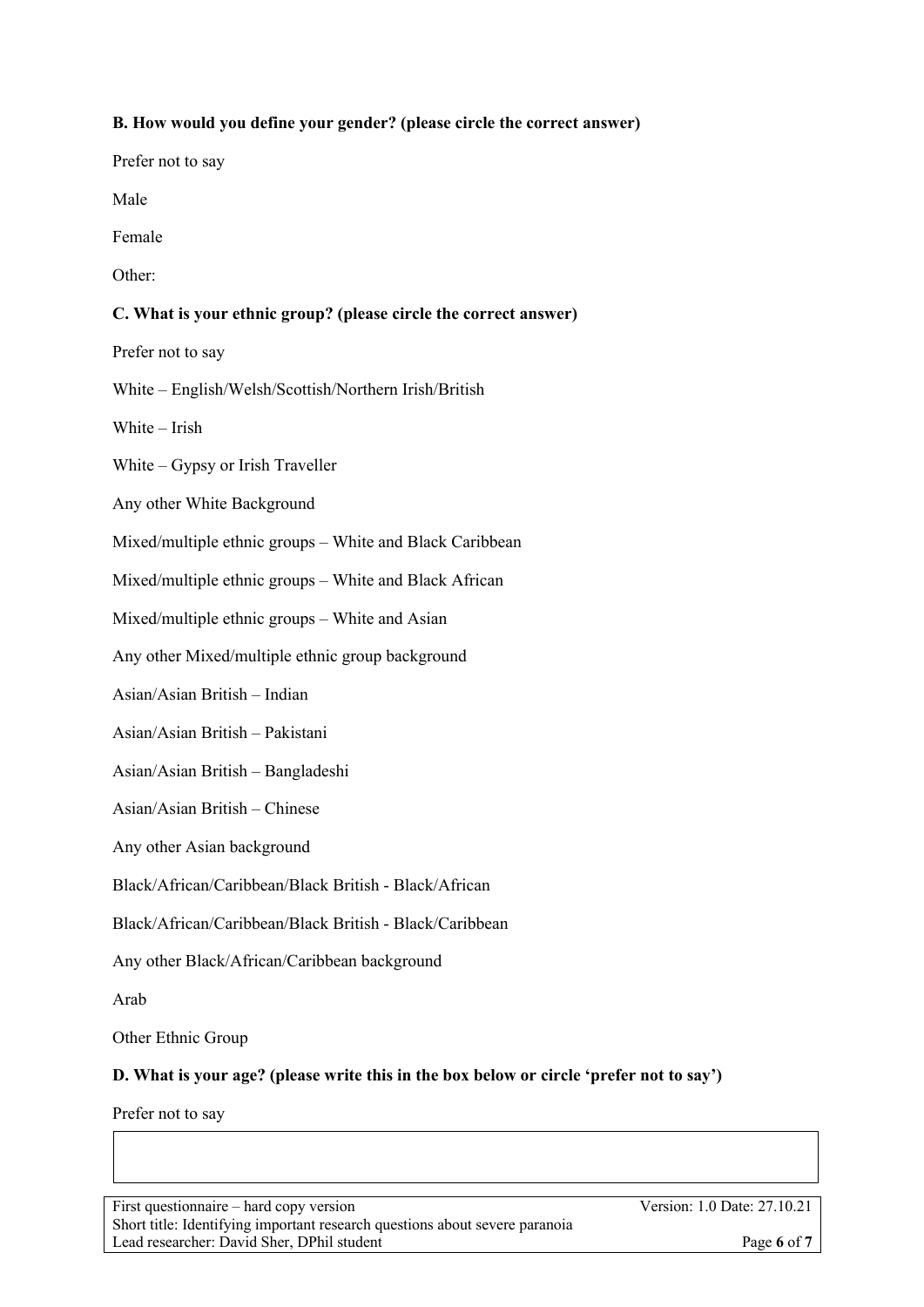**B. How would you define your gender? (please circle the correct answer)**

Prefer not to say

Male

Female

Other:

**C. What is your ethnic group? (please circle the correct answer)**

Prefer not to say

White – English/Welsh/Scottish/Northern Irish/British

White – Irish

White – Gypsy or Irish Traveller

Any other White Background

Mixed/multiple ethnic groups – White and Black Caribbean

Mixed/multiple ethnic groups – White and Black African

Mixed/multiple ethnic groups – White and Asian

Any other Mixed/multiple ethnic group background

Asian/Asian British – Indian

Asian/Asian British – Pakistani

Asian/Asian British – Bangladeshi

Asian/Asian British – Chinese

Any other Asian background

Black/African/Caribbean/Black British - Black/African

Black/African/Caribbean/Black British - Black/Caribbean

Any other Black/African/Caribbean background

Arab

Other Ethnic Group

**D. What is your age? (please write this in the box below or circle 'prefer not to say')**

Prefer not to say

| |
|---|
| |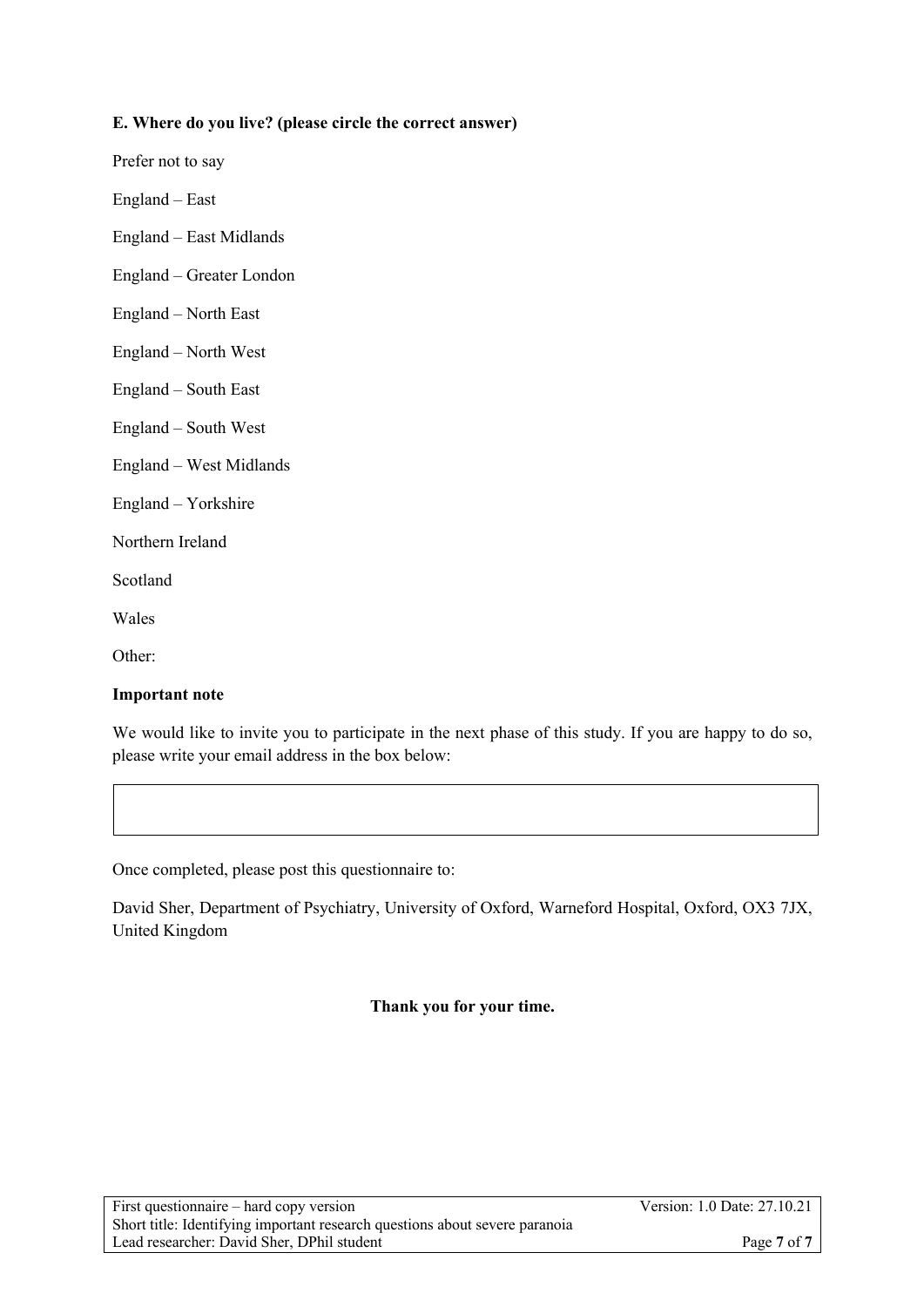**E. Where do you live? (please circle the correct answer)**

Prefer not to say

England – East

England – East Midlands

England – Greater London

England – North East

England – North West

England – South East

England – South West

England – West Midlands

England – Yorkshire

Northern Ireland

Scotland

Wales

Other:

**Important note**

We would like to invite you to participate in the next phase of this study. If you are happy to do so, please write your email address in the box below:

| |
|---|
| |

Once completed, please post this questionnaire to:

David Sher, Department of Psychiatry, University of Oxford, Warneford Hospital, Oxford, OX3 7JX, United Kingdom

**Thank you for your time.**